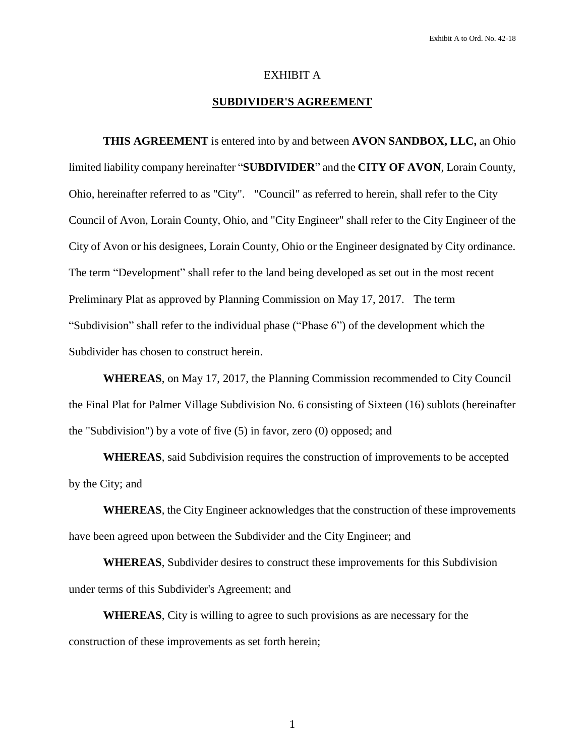EXHIBIT A

## SUBDIVIDER'S AGREEMENT

**THIS AGREEMENT** is entered into by and between **AVON SANDBOX, LLC,** an Ohio limited liability company hereinafter "**SUBDIVIDER**" and the **CITY OF AVON**, Lorain County, Ohio, hereinafter referred to as "City". "Council" as referred to herein, shall refer to the City Council of Avon, Lorain County, Ohio, and "City Engineer" shall refer to the City Engineer of the City of Avon or his designees, Lorain County, Ohio or the Engineer designated by City ordinance. The term "Development" shall refer to the land being developed as set out in the most recent Preliminary Plat as approved by Planning Commission on May 17, 2017. The term "Subdivision" shall refer to the individual phase ("Phase 6") of the development which the Subdivider has chosen to construct herein.

**WHEREAS**, on May 17, 2017, the Planning Commission recommended to City Council the Final Plat for Palmer Village Subdivision No. 6 consisting of Sixteen (16) sublots (hereinafter the "Subdivision") by a vote of five (5) in favor, zero (0) opposed; and

**WHEREAS**, said Subdivision requires the construction of improvements to be accepted by the City; and

**WHEREAS**, the City Engineer acknowledges that the construction of these improvements have been agreed upon between the Subdivider and the City Engineer; and

**WHEREAS**, Subdivider desires to construct these improvements for this Subdivision under terms of this Subdivider's Agreement; and

**WHEREAS**, City is willing to agree to such provisions as are necessary for the construction of these improvements as set forth herein;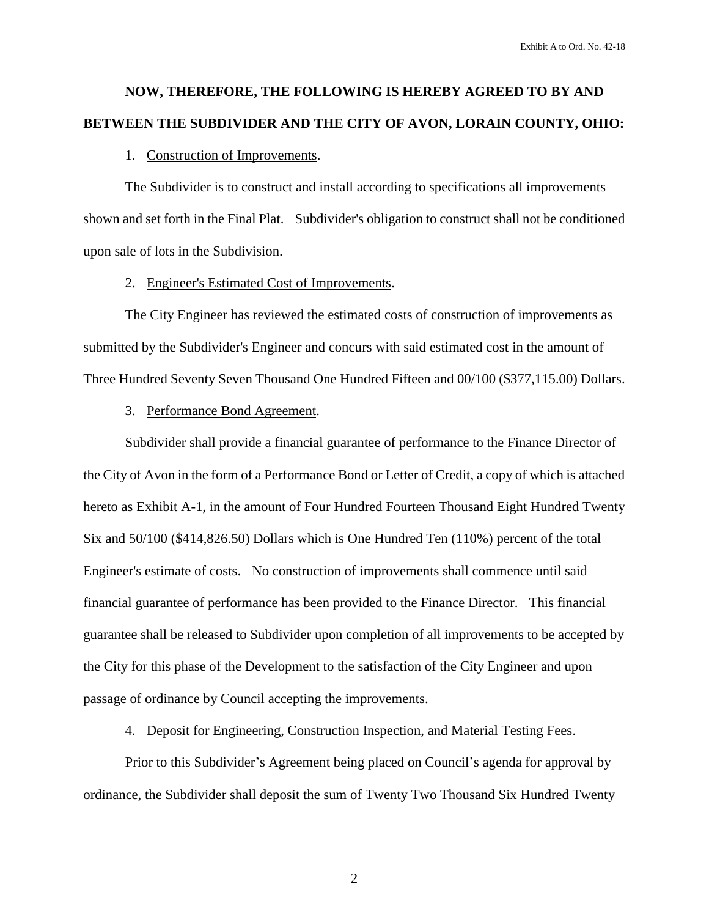**NOW, THEREFORE, THE FOLLOWING IS HEREBY AGREED TO BY AND BETWEEN THE SUBDIVIDER AND THE CITY OF AVON, LORAIN COUNTY, OHIO:**

1. Construction of Improvements.

The Subdivider is to construct and install according to specifications all improvements shown and set forth in the Final Plat. Subdivider's obligation to construct shall not be conditioned upon sale of lots in the Subdivision.

2. Engineer's Estimated Cost of Improvements.

The City Engineer has reviewed the estimated costs of construction of improvements as submitted by the Subdivider's Engineer and concurs with said estimated cost in the amount of Three Hundred Seventy Seven Thousand One Hundred Fifteen and 00/100 ($377,115.00) Dollars.

3. Performance Bond Agreement.

Subdivider shall provide a financial guarantee of performance to the Finance Director of the City of Avon in the form of a Performance Bond or Letter of Credit, a copy of which is attached hereto as Exhibit A-1, in the amount of Four Hundred Fourteen Thousand Eight Hundred Twenty Six and 50/100 ($414,826.50) Dollars which is One Hundred Ten (110%) percent of the total Engineer's estimate of costs. No construction of improvements shall commence until said financial guarantee of performance has been provided to the Finance Director. This financial guarantee shall be released to Subdivider upon completion of all improvements to be accepted by the City for this phase of the Development to the satisfaction of the City Engineer and upon passage of ordinance by Council accepting the improvements.

4. Deposit for Engineering, Construction Inspection, and Material Testing Fees.

Prior to this Subdivider's Agreement being placed on Council's agenda for approval by ordinance, the Subdivider shall deposit the sum of Twenty Two Thousand Six Hundred Twenty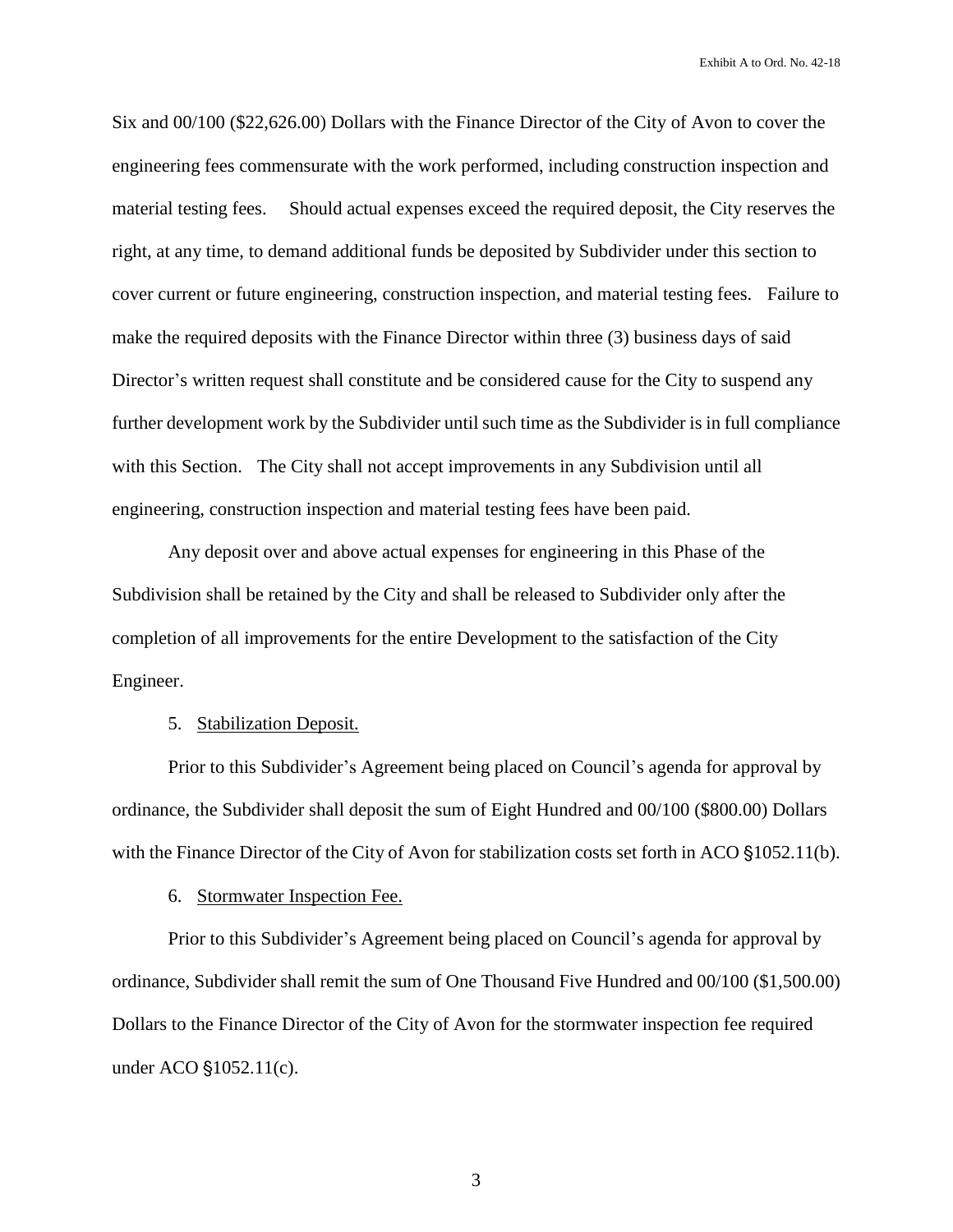Six and 00/100 ($22,626.00) Dollars with the Finance Director of the City of Avon to cover the engineering fees commensurate with the work performed, including construction inspection and material testing fees. Should actual expenses exceed the required deposit, the City reserves the right, at any time, to demand additional funds be deposited by Subdivider under this section to cover current or future engineering, construction inspection, and material testing fees. Failure to make the required deposits with the Finance Director within three (3) business days of said Director's written request shall constitute and be considered cause for the City to suspend any further development work by the Subdivider until such time as the Subdivider is in full compliance with this Section. The City shall not accept improvements in any Subdivision until all engineering, construction inspection and material testing fees have been paid.

Any deposit over and above actual expenses for engineering in this Phase of the Subdivision shall be retained by the City and shall be released to Subdivider only after the completion of all improvements for the entire Development to the satisfaction of the City Engineer.

5. Stabilization Deposit.

Prior to this Subdivider's Agreement being placed on Council's agenda for approval by ordinance, the Subdivider shall deposit the sum of Eight Hundred and 00/100 ($800.00) Dollars with the Finance Director of the City of Avon for stabilization costs set forth in ACO §1052.11(b).

6. Stormwater Inspection Fee.

Prior to this Subdivider's Agreement being placed on Council's agenda for approval by ordinance, Subdivider shall remit the sum of One Thousand Five Hundred and 00/100 ($1,500.00) Dollars to the Finance Director of the City of Avon for the stormwater inspection fee required under ACO §1052.11(c).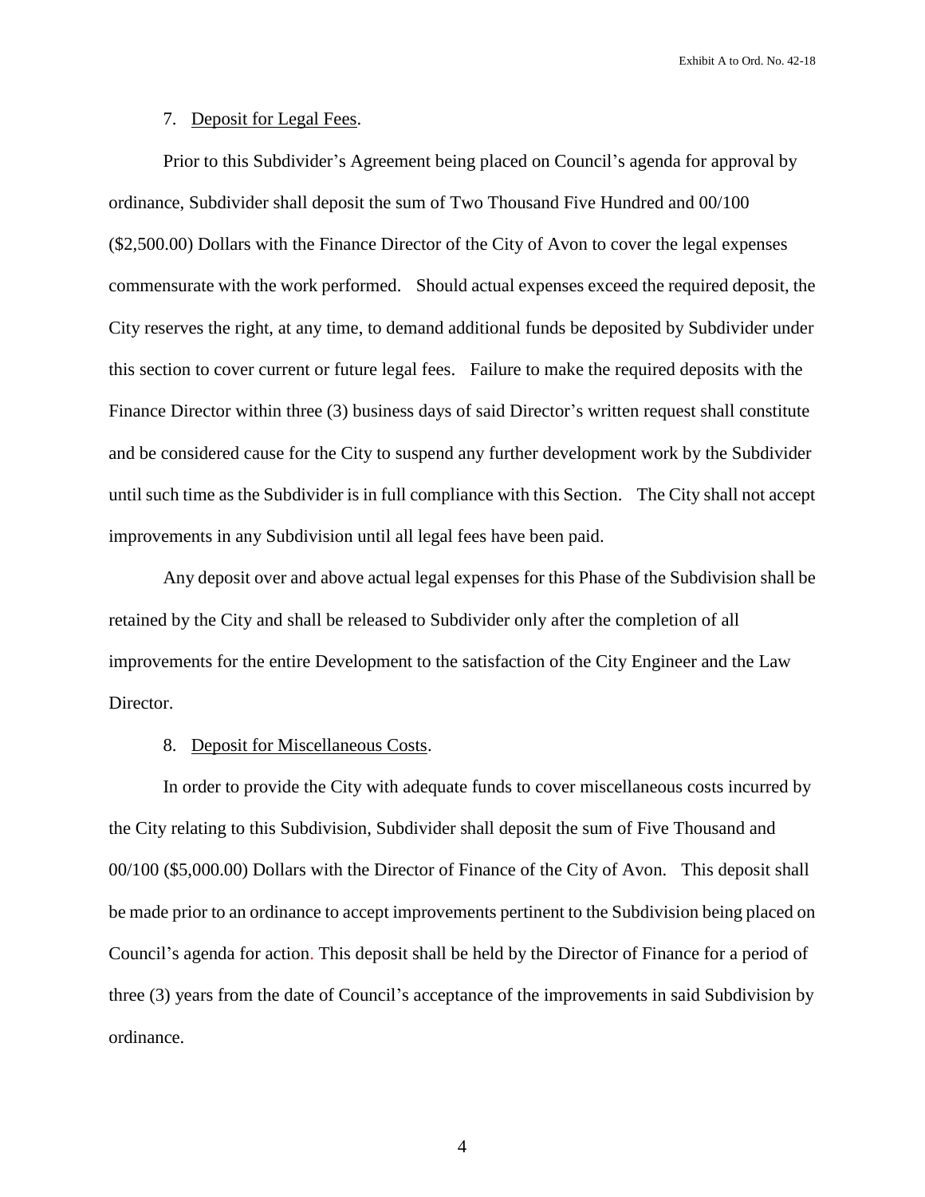7. Deposit for Legal Fees.

Prior to this Subdivider's Agreement being placed on Council's agenda for approval by ordinance, Subdivider shall deposit the sum of Two Thousand Five Hundred and 00/100 ($2,500.00) Dollars with the Finance Director of the City of Avon to cover the legal expenses commensurate with the work performed. Should actual expenses exceed the required deposit, the City reserves the right, at any time, to demand additional funds be deposited by Subdivider under this section to cover current or future legal fees. Failure to make the required deposits with the Finance Director within three (3) business days of said Director's written request shall constitute and be considered cause for the City to suspend any further development work by the Subdivider until such time as the Subdivider is in full compliance with this Section. The City shall not accept improvements in any Subdivision until all legal fees have been paid.

Any deposit over and above actual legal expenses for this Phase of the Subdivision shall be retained by the City and shall be released to Subdivider only after the completion of all improvements for the entire Development to the satisfaction of the City Engineer and the Law Director.

8. Deposit for Miscellaneous Costs.

In order to provide the City with adequate funds to cover miscellaneous costs incurred by the City relating to this Subdivision, Subdivider shall deposit the sum of Five Thousand and 00/100 ($5,000.00) Dollars with the Director of Finance of the City of Avon. This deposit shall be made prior to an ordinance to accept improvements pertinent to the Subdivision being placed on Council's agenda for action. This deposit shall be held by the Director of Finance for a period of three (3) years from the date of Council's acceptance of the improvements in said Subdivision by ordinance.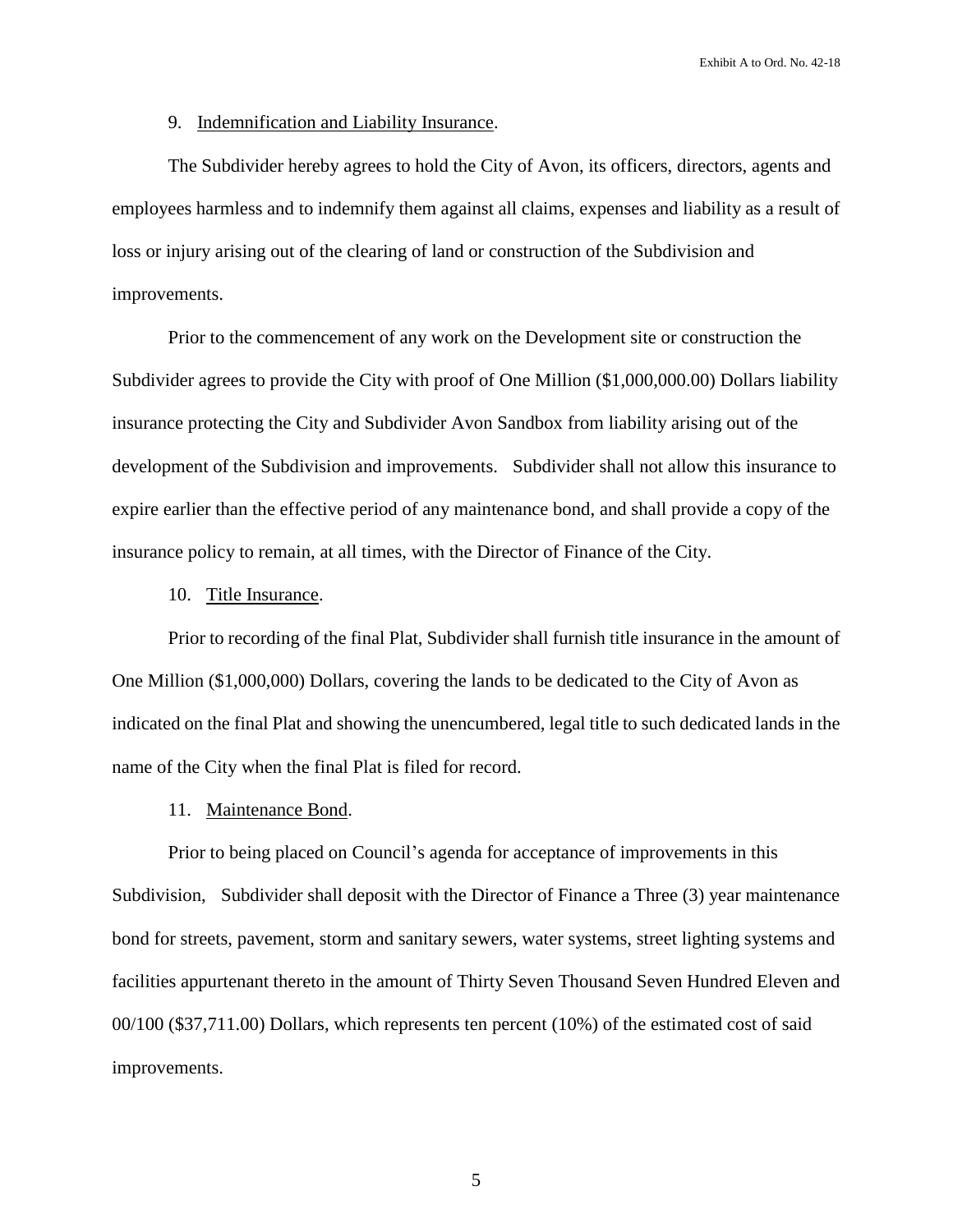9. Indemnification and Liability Insurance.

The Subdivider hereby agrees to hold the City of Avon, its officers, directors, agents and employees harmless and to indemnify them against all claims, expenses and liability as a result of loss or injury arising out of the clearing of land or construction of the Subdivision and improvements.

Prior to the commencement of any work on the Development site or construction the Subdivider agrees to provide the City with proof of One Million ($1,000,000.00) Dollars liability insurance protecting the City and Subdivider Avon Sandbox from liability arising out of the development of the Subdivision and improvements. Subdivider shall not allow this insurance to expire earlier than the effective period of any maintenance bond, and shall provide a copy of the insurance policy to remain, at all times, with the Director of Finance of the City.

10. Title Insurance.

Prior to recording of the final Plat, Subdivider shall furnish title insurance in the amount of One Million ($1,000,000) Dollars, covering the lands to be dedicated to the City of Avon as indicated on the final Plat and showing the unencumbered, legal title to such dedicated lands in the name of the City when the final Plat is filed for record.

11. Maintenance Bond.

Prior to being placed on Council's agenda for acceptance of improvements in this Subdivision, Subdivider shall deposit with the Director of Finance a Three (3) year maintenance bond for streets, pavement, storm and sanitary sewers, water systems, street lighting systems and facilities appurtenant thereto in the amount of Thirty Seven Thousand Seven Hundred Eleven and 00/100 ($37,711.00) Dollars, which represents ten percent (10%) of the estimated cost of said improvements.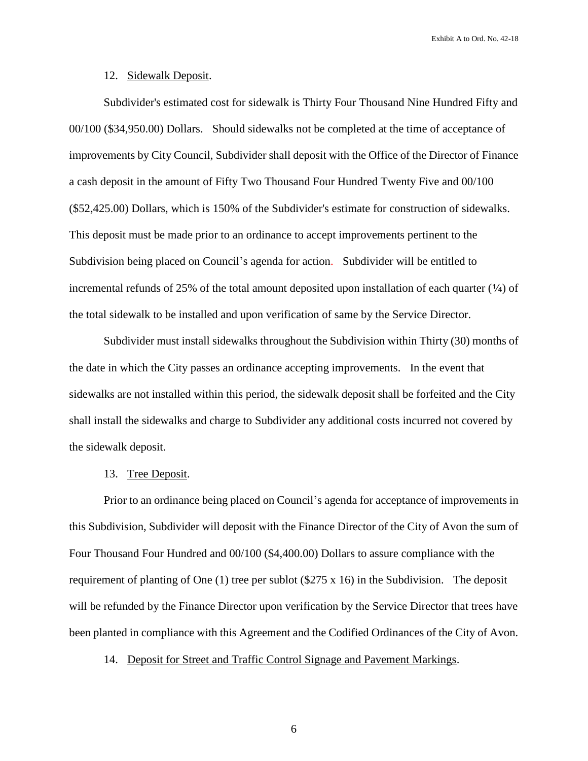12. Sidewalk Deposit.

Subdivider's estimated cost for sidewalk is Thirty Four Thousand Nine Hundred Fifty and 00/100 ($34,950.00) Dollars. Should sidewalks not be completed at the time of acceptance of improvements by City Council, Subdivider shall deposit with the Office of the Director of Finance a cash deposit in the amount of Fifty Two Thousand Four Hundred Twenty Five and 00/100 ($52,425.00) Dollars, which is 150% of the Subdivider's estimate for construction of sidewalks. This deposit must be made prior to an ordinance to accept improvements pertinent to the Subdivision being placed on Council's agenda for action. Subdivider will be entitled to incremental refunds of 25% of the total amount deposited upon installation of each quarter (¼) of the total sidewalk to be installed and upon verification of same by the Service Director.

Subdivider must install sidewalks throughout the Subdivision within Thirty (30) months of the date in which the City passes an ordinance accepting improvements. In the event that sidewalks are not installed within this period, the sidewalk deposit shall be forfeited and the City shall install the sidewalks and charge to Subdivider any additional costs incurred not covered by the sidewalk deposit.

13. Tree Deposit.

Prior to an ordinance being placed on Council's agenda for acceptance of improvements in this Subdivision, Subdivider will deposit with the Finance Director of the City of Avon the sum of Four Thousand Four Hundred and 00/100 ($4,400.00) Dollars to assure compliance with the requirement of planting of One (1) tree per sublot ($275 x 16) in the Subdivision. The deposit will be refunded by the Finance Director upon verification by the Service Director that trees have been planted in compliance with this Agreement and the Codified Ordinances of the City of Avon.

14. Deposit for Street and Traffic Control Signage and Pavement Markings.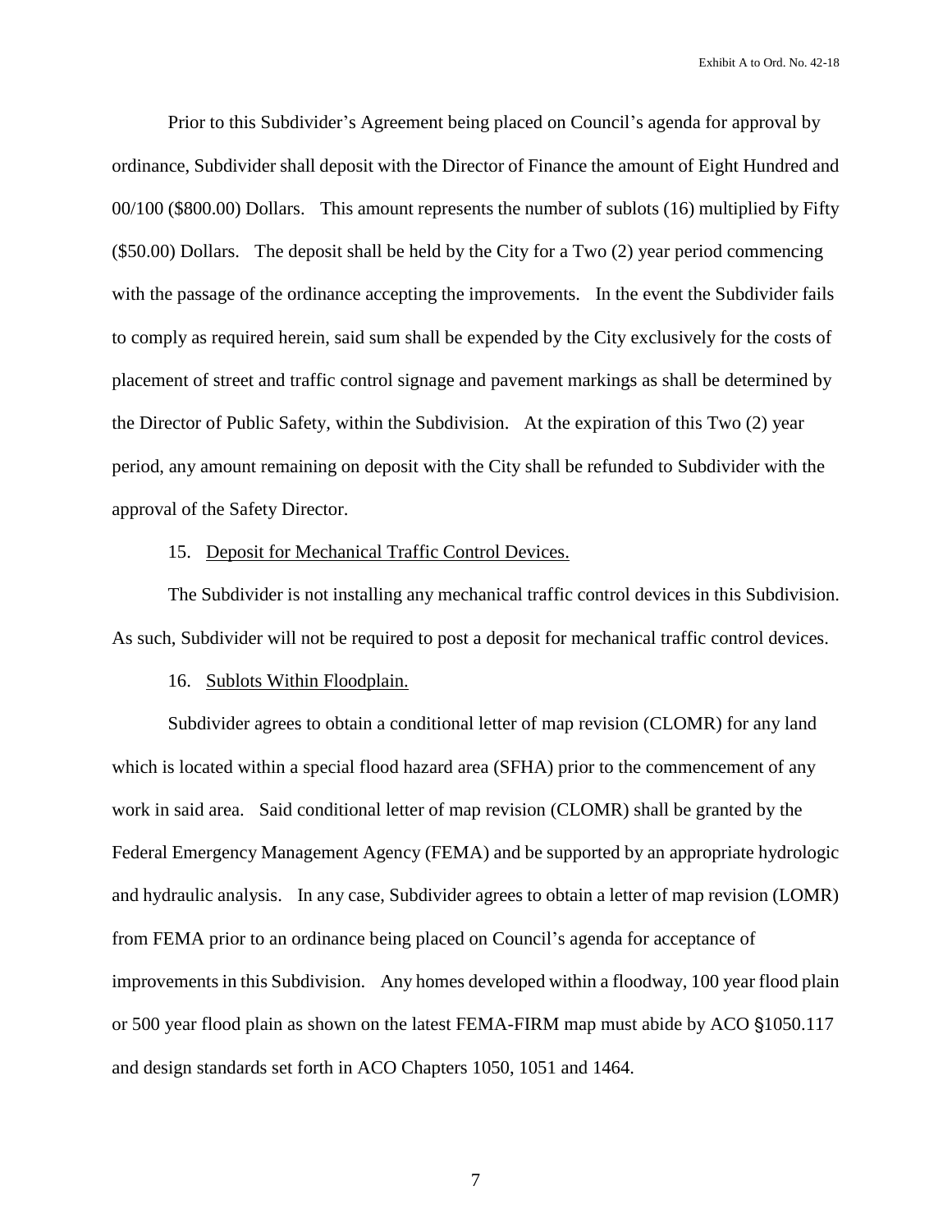Prior to this Subdivider's Agreement being placed on Council's agenda for approval by ordinance, Subdivider shall deposit with the Director of Finance the amount of Eight Hundred and 00/100 ($800.00) Dollars. This amount represents the number of sublots (16) multiplied by Fifty ($50.00) Dollars. The deposit shall be held by the City for a Two (2) year period commencing with the passage of the ordinance accepting the improvements. In the event the Subdivider fails to comply as required herein, said sum shall be expended by the City exclusively for the costs of placement of street and traffic control signage and pavement markings as shall be determined by the Director of Public Safety, within the Subdivision. At the expiration of this Two (2) year period, any amount remaining on deposit with the City shall be refunded to Subdivider with the approval of the Safety Director.

15. Deposit for Mechanical Traffic Control Devices.

The Subdivider is not installing any mechanical traffic control devices in this Subdivision. As such, Subdivider will not be required to post a deposit for mechanical traffic control devices.

16. Sublots Within Floodplain.

Subdivider agrees to obtain a conditional letter of map revision (CLOMR) for any land which is located within a special flood hazard area (SFHA) prior to the commencement of any work in said area. Said conditional letter of map revision (CLOMR) shall be granted by the Federal Emergency Management Agency (FEMA) and be supported by an appropriate hydrologic and hydraulic analysis. In any case, Subdivider agrees to obtain a letter of map revision (LOMR) from FEMA prior to an ordinance being placed on Council's agenda for acceptance of improvements in this Subdivision. Any homes developed within a floodway, 100 year flood plain or 500 year flood plain as shown on the latest FEMA-FIRM map must abide by ACO §1050.117 and design standards set forth in ACO Chapters 1050, 1051 and 1464.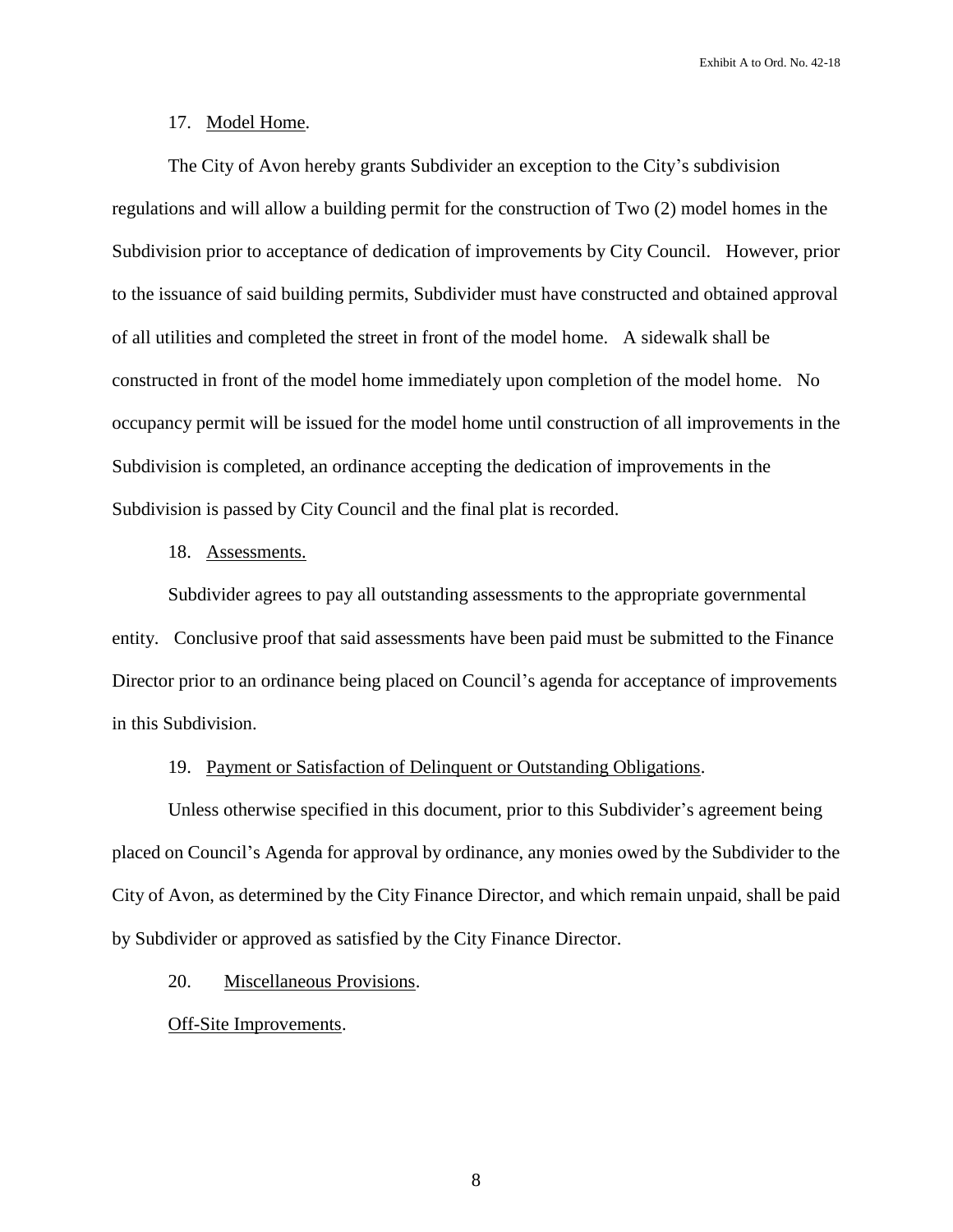17. Model Home.

The City of Avon hereby grants Subdivider an exception to the City's subdivision regulations and will allow a building permit for the construction of Two (2) model homes in the Subdivision prior to acceptance of dedication of improvements by City Council. However, prior to the issuance of said building permits, Subdivider must have constructed and obtained approval of all utilities and completed the street in front of the model home. A sidewalk shall be constructed in front of the model home immediately upon completion of the model home. No occupancy permit will be issued for the model home until construction of all improvements in the Subdivision is completed, an ordinance accepting the dedication of improvements in the Subdivision is passed by City Council and the final plat is recorded.

18. Assessments.

Subdivider agrees to pay all outstanding assessments to the appropriate governmental entity. Conclusive proof that said assessments have been paid must be submitted to the Finance Director prior to an ordinance being placed on Council's agenda for acceptance of improvements in this Subdivision.

19. Payment or Satisfaction of Delinquent or Outstanding Obligations.

Unless otherwise specified in this document, prior to this Subdivider's agreement being placed on Council's Agenda for approval by ordinance, any monies owed by the Subdivider to the City of Avon, as determined by the City Finance Director, and which remain unpaid, shall be paid by Subdivider or approved as satisfied by the City Finance Director.

20. Miscellaneous Provisions.

Off-Site Improvements.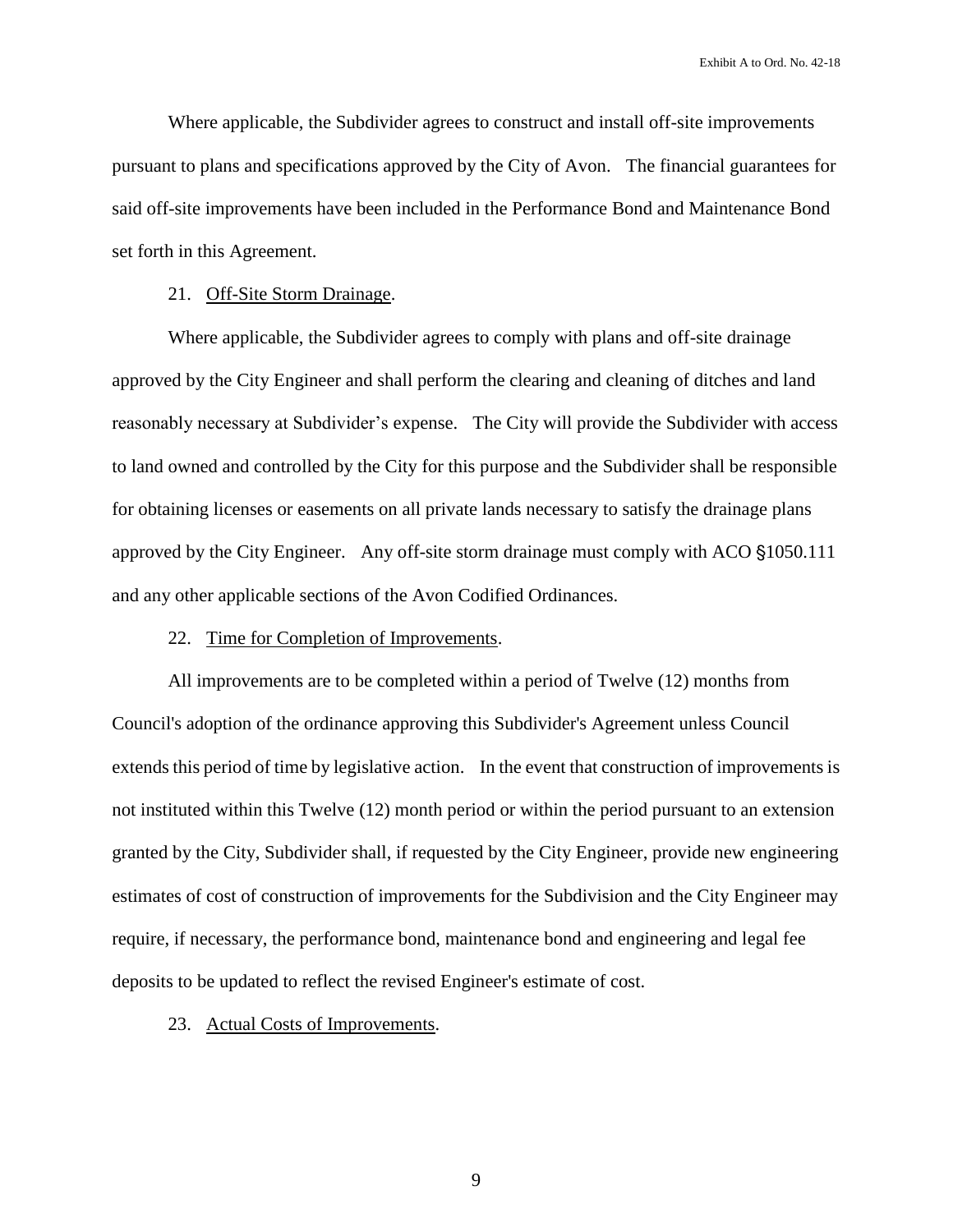Where applicable, the Subdivider agrees to construct and install off-site improvements pursuant to plans and specifications approved by the City of Avon. The financial guarantees for said off-site improvements have been included in the Performance Bond and Maintenance Bond set forth in this Agreement.

21. Off-Site Storm Drainage.

Where applicable, the Subdivider agrees to comply with plans and off-site drainage approved by the City Engineer and shall perform the clearing and cleaning of ditches and land reasonably necessary at Subdivider's expense. The City will provide the Subdivider with access to land owned and controlled by the City for this purpose and the Subdivider shall be responsible for obtaining licenses or easements on all private lands necessary to satisfy the drainage plans approved by the City Engineer. Any off-site storm drainage must comply with ACO §1050.111 and any other applicable sections of the Avon Codified Ordinances.

22. Time for Completion of Improvements.

All improvements are to be completed within a period of Twelve (12) months from Council's adoption of the ordinance approving this Subdivider's Agreement unless Council extends this period of time by legislative action. In the event that construction of improvements is not instituted within this Twelve (12) month period or within the period pursuant to an extension granted by the City, Subdivider shall, if requested by the City Engineer, provide new engineering estimates of cost of construction of improvements for the Subdivision and the City Engineer may require, if necessary, the performance bond, maintenance bond and engineering and legal fee deposits to be updated to reflect the revised Engineer's estimate of cost.

23. Actual Costs of Improvements.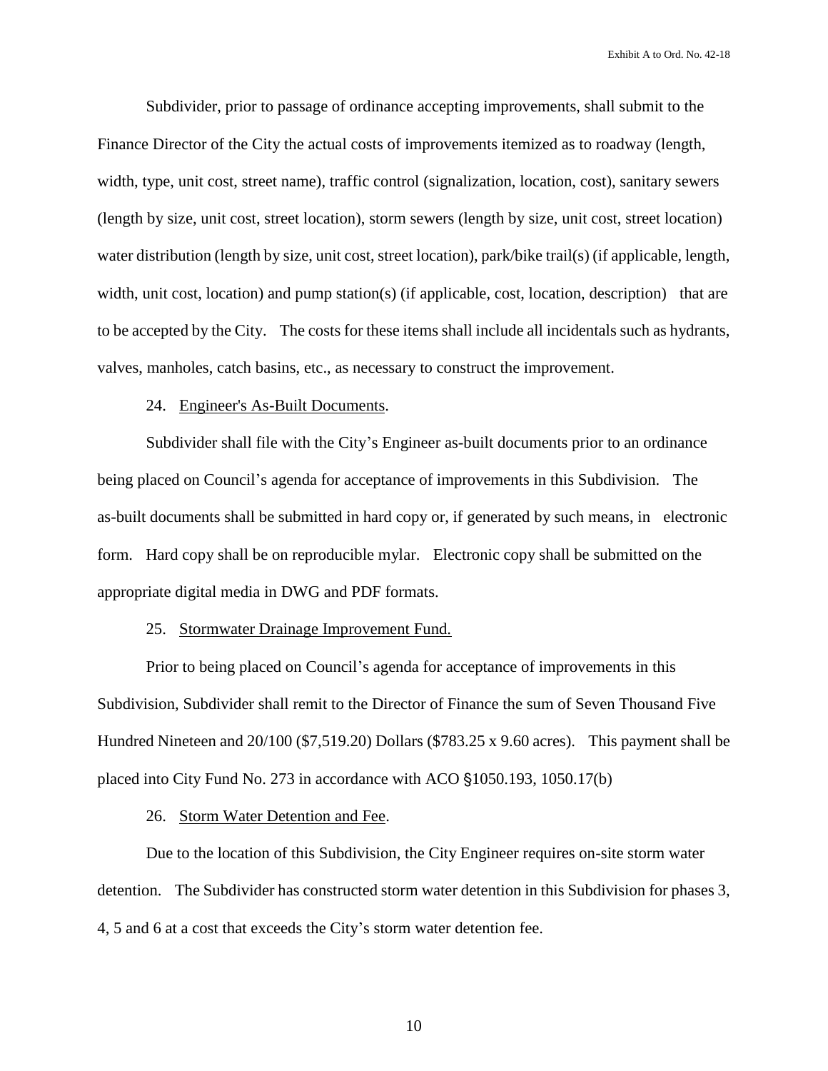Subdivider, prior to passage of ordinance accepting improvements, shall submit to the Finance Director of the City the actual costs of improvements itemized as to roadway (length, width, type, unit cost, street name), traffic control (signalization, location, cost), sanitary sewers (length by size, unit cost, street location), storm sewers (length by size, unit cost, street location) water distribution (length by size, unit cost, street location), park/bike trail(s) (if applicable, length, width, unit cost, location) and pump station(s) (if applicable, cost, location, description) that are to be accepted by the City. The costs for these items shall include all incidentals such as hydrants, valves, manholes, catch basins, etc., as necessary to construct the improvement.

24. <u>Engineer's As-Built Documents</u>.

Subdivider shall file with the City's Engineer as-built documents prior to an ordinance being placed on Council's agenda for acceptance of improvements in this Subdivision. The as-built documents shall be submitted in hard copy or, if generated by such means, in electronic form. Hard copy shall be on reproducible mylar. Electronic copy shall be submitted on the appropriate digital media in DWG and PDF formats.

25. <u>Stormwater Drainage Improvement Fund.</u>

Prior to being placed on Council's agenda for acceptance of improvements in this Subdivision, Subdivider shall remit to the Director of Finance the sum of Seven Thousand Five Hundred Nineteen and 20/100 ($7,519.20) Dollars ($783.25 x 9.60 acres). This payment shall be placed into City Fund No. 273 in accordance with ACO §1050.193, 1050.17(b)

26. <u>Storm Water Detention and Fee</u>.

Due to the location of this Subdivision, the City Engineer requires on-site storm water detention. The Subdivider has constructed storm water detention in this Subdivision for phases 3, 4, 5 and 6 at a cost that exceeds the City's storm water detention fee.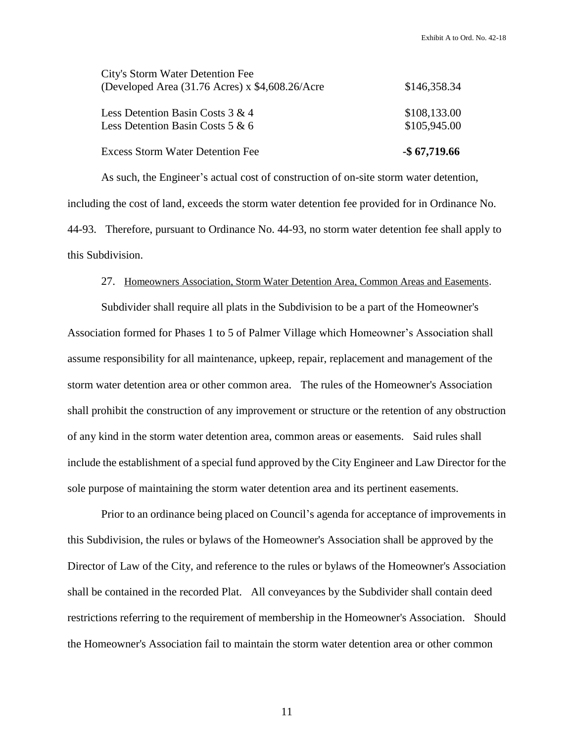| | |
|---|---|
| City's Storm Water Detention Fee (Developed Area (31.76 Acres) x $4,608.26/Acre | $146,358.34 |
| Less Detention Basin Costs 3 & 4 | $108,133.00 |
| Less Detention Basin Costs 5 & 6 | $105,945.00 |
| Excess Storm Water Detention Fee | **-$ 67,719.66** |

As such, the Engineer's actual cost of construction of on-site storm water detention, including the cost of land, exceeds the storm water detention fee provided for in Ordinance No. 44-93. Therefore, pursuant to Ordinance No. 44-93, no storm water detention fee shall apply to this Subdivision.

27. Homeowners Association, Storm Water Detention Area, Common Areas and Easements.

Subdivider shall require all plats in the Subdivision to be a part of the Homeowner's Association formed for Phases 1 to 5 of Palmer Village which Homeowner's Association shall assume responsibility for all maintenance, upkeep, repair, replacement and management of the storm water detention area or other common area. The rules of the Homeowner's Association shall prohibit the construction of any improvement or structure or the retention of any obstruction of any kind in the storm water detention area, common areas or easements. Said rules shall include the establishment of a special fund approved by the City Engineer and Law Director for the sole purpose of maintaining the storm water detention area and its pertinent easements.

Prior to an ordinance being placed on Council's agenda for acceptance of improvements in this Subdivision, the rules or bylaws of the Homeowner's Association shall be approved by the Director of Law of the City, and reference to the rules or bylaws of the Homeowner's Association shall be contained in the recorded Plat. All conveyances by the Subdivider shall contain deed restrictions referring to the requirement of membership in the Homeowner's Association. Should the Homeowner's Association fail to maintain the storm water detention area or other common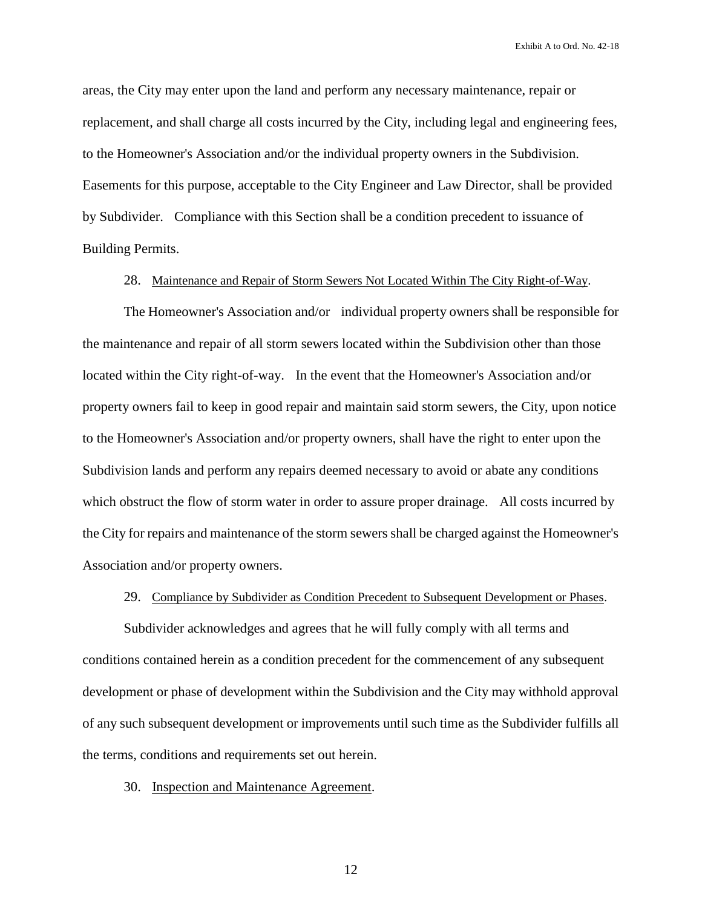areas, the City may enter upon the land and perform any necessary maintenance, repair or replacement, and shall charge all costs incurred by the City, including legal and engineering fees, to the Homeowner's Association and/or the individual property owners in the Subdivision. Easements for this purpose, acceptable to the City Engineer and Law Director, shall be provided by Subdivider. Compliance with this Section shall be a condition precedent to issuance of Building Permits.

28. <u>Maintenance and Repair of Storm Sewers Not Located Within The City Right-of-Way</u>.

The Homeowner's Association and/or individual property owners shall be responsible for the maintenance and repair of all storm sewers located within the Subdivision other than those located within the City right-of-way. In the event that the Homeowner's Association and/or property owners fail to keep in good repair and maintain said storm sewers, the City, upon notice to the Homeowner's Association and/or property owners, shall have the right to enter upon the Subdivision lands and perform any repairs deemed necessary to avoid or abate any conditions which obstruct the flow of storm water in order to assure proper drainage. All costs incurred by the City for repairs and maintenance of the storm sewers shall be charged against the Homeowner's Association and/or property owners.

29. <u>Compliance by Subdivider as Condition Precedent to Subsequent Development or Phases</u>.

Subdivider acknowledges and agrees that he will fully comply with all terms and conditions contained herein as a condition precedent for the commencement of any subsequent development or phase of development within the Subdivision and the City may withhold approval of any such subsequent development or improvements until such time as the Subdivider fulfills all the terms, conditions and requirements set out herein.

30. <u>Inspection and Maintenance Agreement</u>.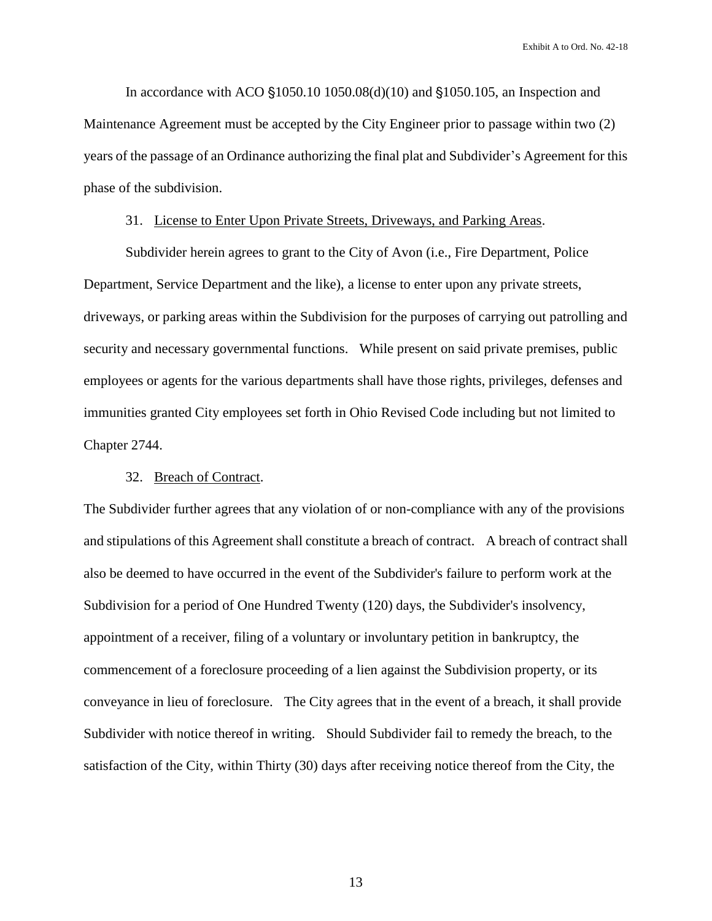In accordance with ACO §1050.10 1050.08(d)(10) and §1050.105, an Inspection and Maintenance Agreement must be accepted by the City Engineer prior to passage within two (2) years of the passage of an Ordinance authorizing the final plat and Subdivider's Agreement for this phase of the subdivision.

31. License to Enter Upon Private Streets, Driveways, and Parking Areas.

Subdivider herein agrees to grant to the City of Avon (i.e., Fire Department, Police Department, Service Department and the like), a license to enter upon any private streets, driveways, or parking areas within the Subdivision for the purposes of carrying out patrolling and security and necessary governmental functions. While present on said private premises, public employees or agents for the various departments shall have those rights, privileges, defenses and immunities granted City employees set forth in Ohio Revised Code including but not limited to Chapter 2744.

32. Breach of Contract.

The Subdivider further agrees that any violation of or non-compliance with any of the provisions and stipulations of this Agreement shall constitute a breach of contract. A breach of contract shall also be deemed to have occurred in the event of the Subdivider's failure to perform work at the Subdivision for a period of One Hundred Twenty (120) days, the Subdivider's insolvency, appointment of a receiver, filing of a voluntary or involuntary petition in bankruptcy, the commencement of a foreclosure proceeding of a lien against the Subdivision property, or its conveyance in lieu of foreclosure. The City agrees that in the event of a breach, it shall provide Subdivider with notice thereof in writing. Should Subdivider fail to remedy the breach, to the satisfaction of the City, within Thirty (30) days after receiving notice thereof from the City, the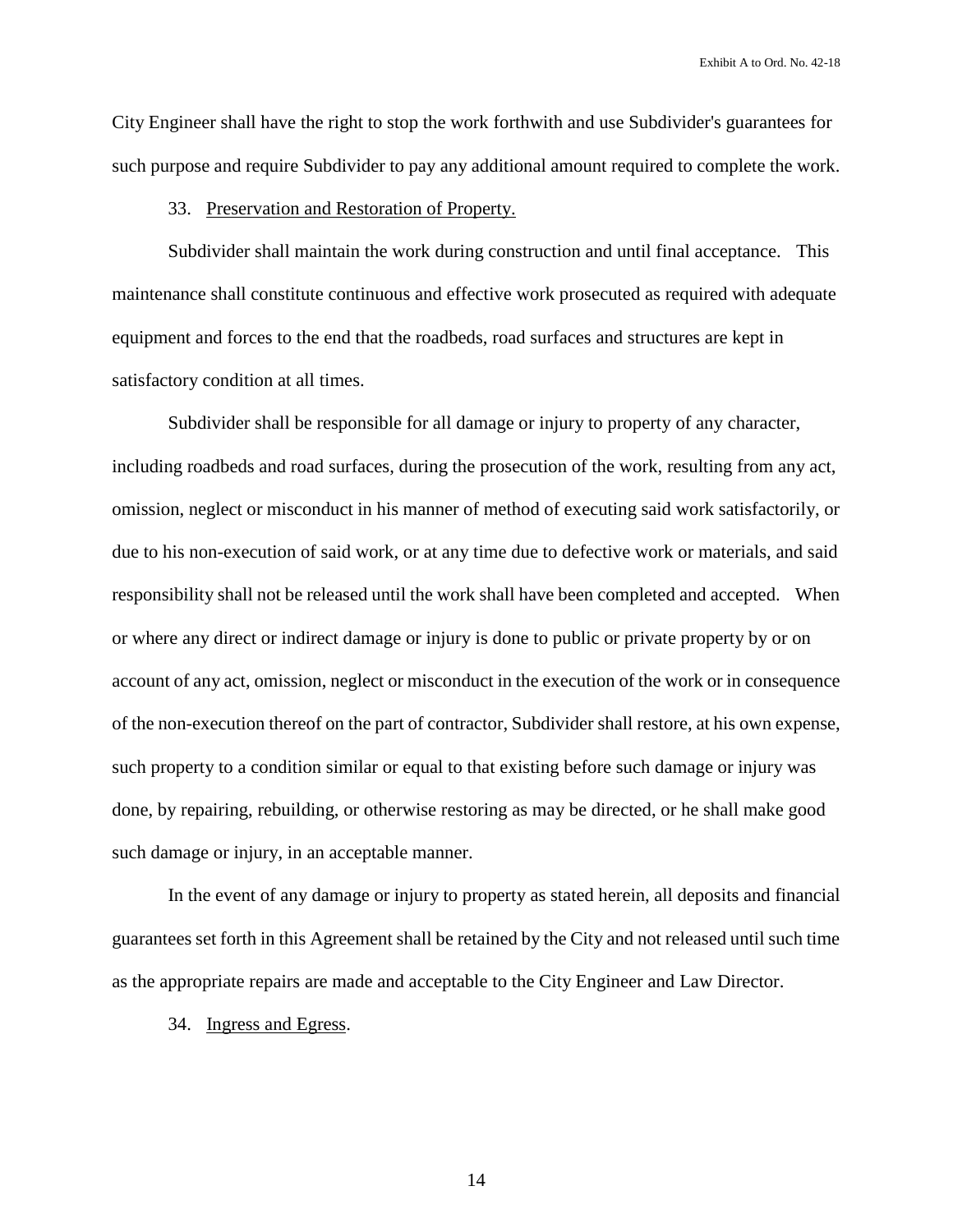City Engineer shall have the right to stop the work forthwith and use Subdivider's guarantees for such purpose and require Subdivider to pay any additional amount required to complete the work.

33. Preservation and Restoration of Property.

Subdivider shall maintain the work during construction and until final acceptance. This maintenance shall constitute continuous and effective work prosecuted as required with adequate equipment and forces to the end that the roadbeds, road surfaces and structures are kept in satisfactory condition at all times.

Subdivider shall be responsible for all damage or injury to property of any character, including roadbeds and road surfaces, during the prosecution of the work, resulting from any act, omission, neglect or misconduct in his manner of method of executing said work satisfactorily, or due to his non-execution of said work, or at any time due to defective work or materials, and said responsibility shall not be released until the work shall have been completed and accepted. When or where any direct or indirect damage or injury is done to public or private property by or on account of any act, omission, neglect or misconduct in the execution of the work or in consequence of the non-execution thereof on the part of contractor, Subdivider shall restore, at his own expense, such property to a condition similar or equal to that existing before such damage or injury was done, by repairing, rebuilding, or otherwise restoring as may be directed, or he shall make good such damage or injury, in an acceptable manner.

In the event of any damage or injury to property as stated herein, all deposits and financial guarantees set forth in this Agreement shall be retained by the City and not released until such time as the appropriate repairs are made and acceptable to the City Engineer and Law Director.

34. Ingress and Egress.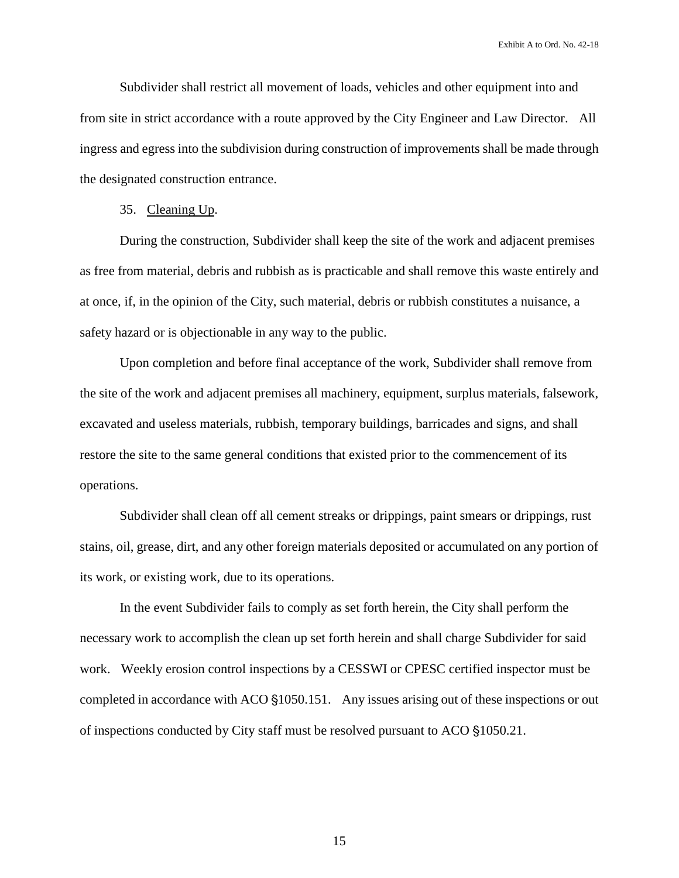Subdivider shall restrict all movement of loads, vehicles and other equipment into and from site in strict accordance with a route approved by the City Engineer and Law Director. All ingress and egress into the subdivision during construction of improvements shall be made through the designated construction entrance.

35. Cleaning Up.

During the construction, Subdivider shall keep the site of the work and adjacent premises as free from material, debris and rubbish as is practicable and shall remove this waste entirely and at once, if, in the opinion of the City, such material, debris or rubbish constitutes a nuisance, a safety hazard or is objectionable in any way to the public.

Upon completion and before final acceptance of the work, Subdivider shall remove from the site of the work and adjacent premises all machinery, equipment, surplus materials, falsework, excavated and useless materials, rubbish, temporary buildings, barricades and signs, and shall restore the site to the same general conditions that existed prior to the commencement of its operations.

Subdivider shall clean off all cement streaks or drippings, paint smears or drippings, rust stains, oil, grease, dirt, and any other foreign materials deposited or accumulated on any portion of its work, or existing work, due to its operations.

In the event Subdivider fails to comply as set forth herein, the City shall perform the necessary work to accomplish the clean up set forth herein and shall charge Subdivider for said work. Weekly erosion control inspections by a CESSWI or CPESC certified inspector must be completed in accordance with ACO §1050.151. Any issues arising out of these inspections or out of inspections conducted by City staff must be resolved pursuant to ACO §1050.21.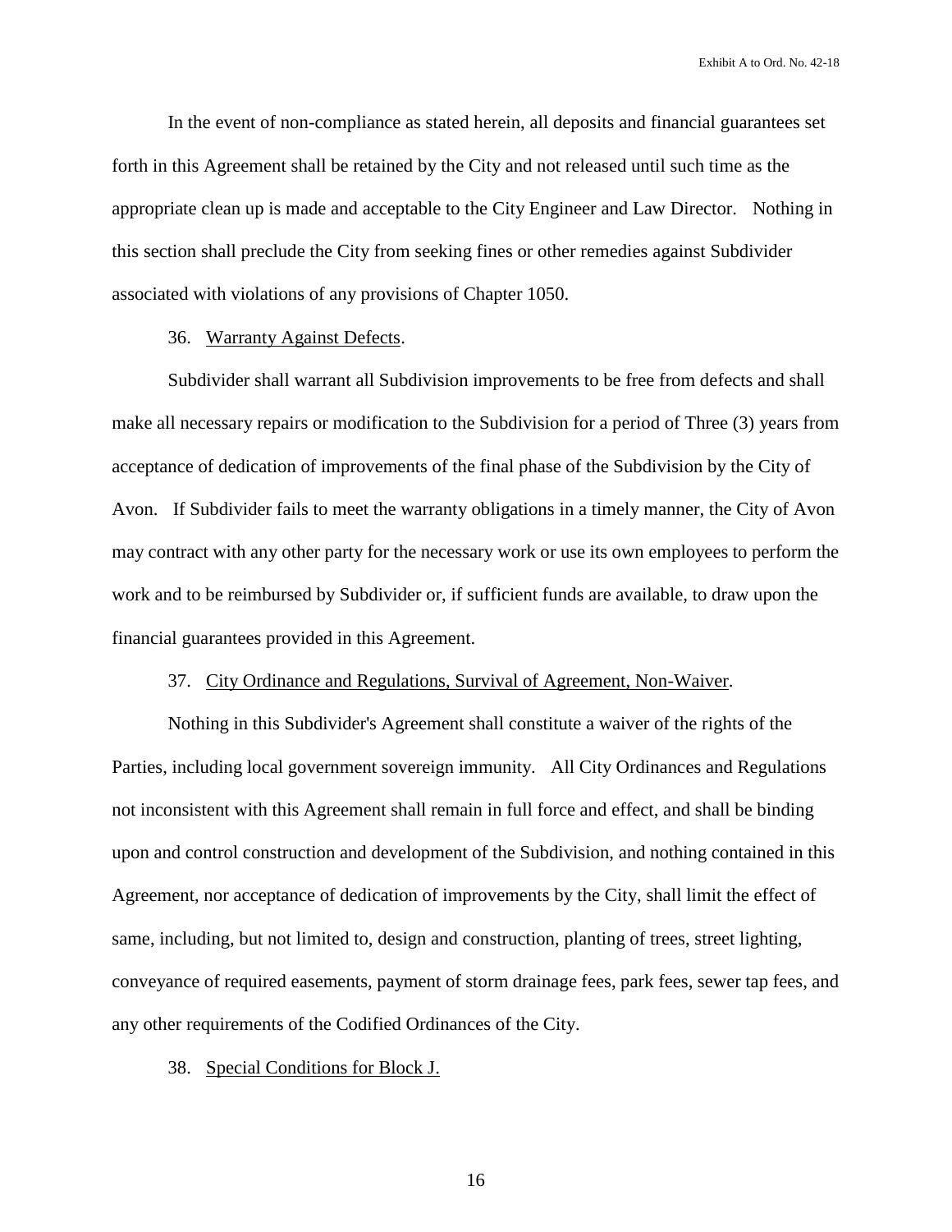In the event of non-compliance as stated herein, all deposits and financial guarantees set forth in this Agreement shall be retained by the City and not released until such time as the appropriate clean up is made and acceptable to the City Engineer and Law Director. Nothing in this section shall preclude the City from seeking fines or other remedies against Subdivider associated with violations of any provisions of Chapter 1050.

36. Warranty Against Defects.

Subdivider shall warrant all Subdivision improvements to be free from defects and shall make all necessary repairs or modification to the Subdivision for a period of Three (3) years from acceptance of dedication of improvements of the final phase of the Subdivision by the City of Avon. If Subdivider fails to meet the warranty obligations in a timely manner, the City of Avon may contract with any other party for the necessary work or use its own employees to perform the work and to be reimbursed by Subdivider or, if sufficient funds are available, to draw upon the financial guarantees provided in this Agreement.

37. City Ordinance and Regulations, Survival of Agreement, Non-Waiver.

Nothing in this Subdivider's Agreement shall constitute a waiver of the rights of the Parties, including local government sovereign immunity. All City Ordinances and Regulations not inconsistent with this Agreement shall remain in full force and effect, and shall be binding upon and control construction and development of the Subdivision, and nothing contained in this Agreement, nor acceptance of dedication of improvements by the City, shall limit the effect of same, including, but not limited to, design and construction, planting of trees, street lighting, conveyance of required easements, payment of storm drainage fees, park fees, sewer tap fees, and any other requirements of the Codified Ordinances of the City.

38. Special Conditions for Block J.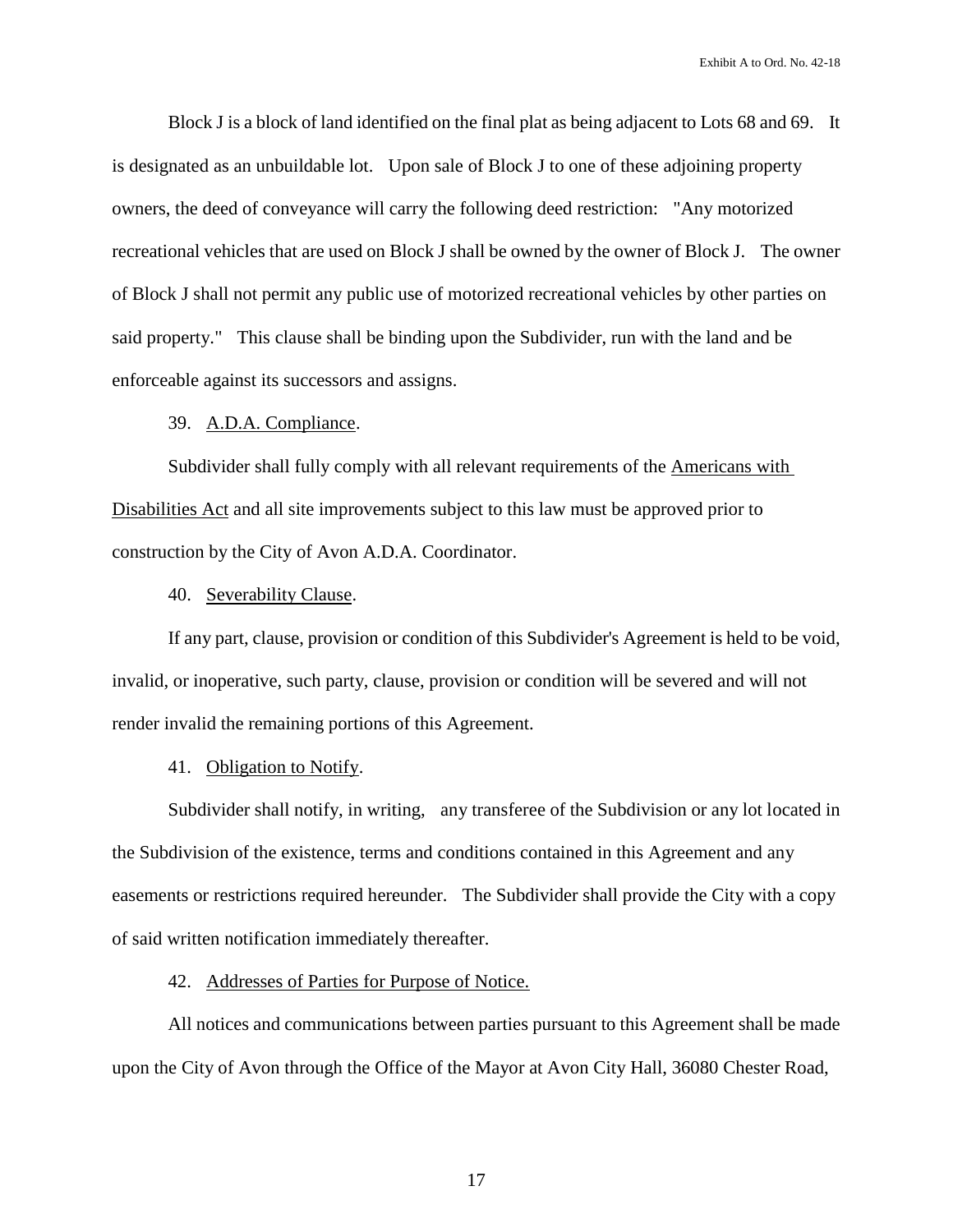Block J is a block of land identified on the final plat as being adjacent to Lots 68 and 69. It is designated as an unbuildable lot. Upon sale of Block J to one of these adjoining property owners, the deed of conveyance will carry the following deed restriction: "Any motorized recreational vehicles that are used on Block J shall be owned by the owner of Block J. The owner of Block J shall not permit any public use of motorized recreational vehicles by other parties on said property." This clause shall be binding upon the Subdivider, run with the land and be enforceable against its successors and assigns.

39. A.D.A. Compliance.

Subdivider shall fully comply with all relevant requirements of the Americans with Disabilities Act and all site improvements subject to this law must be approved prior to construction by the City of Avon A.D.A. Coordinator.

40. Severability Clause.

If any part, clause, provision or condition of this Subdivider's Agreement is held to be void, invalid, or inoperative, such party, clause, provision or condition will be severed and will not render invalid the remaining portions of this Agreement.

41. Obligation to Notify.

Subdivider shall notify, in writing, any transferee of the Subdivision or any lot located in the Subdivision of the existence, terms and conditions contained in this Agreement and any easements or restrictions required hereunder. The Subdivider shall provide the City with a copy of said written notification immediately thereafter.

42. Addresses of Parties for Purpose of Notice.

All notices and communications between parties pursuant to this Agreement shall be made upon the City of Avon through the Office of the Mayor at Avon City Hall, 36080 Chester Road,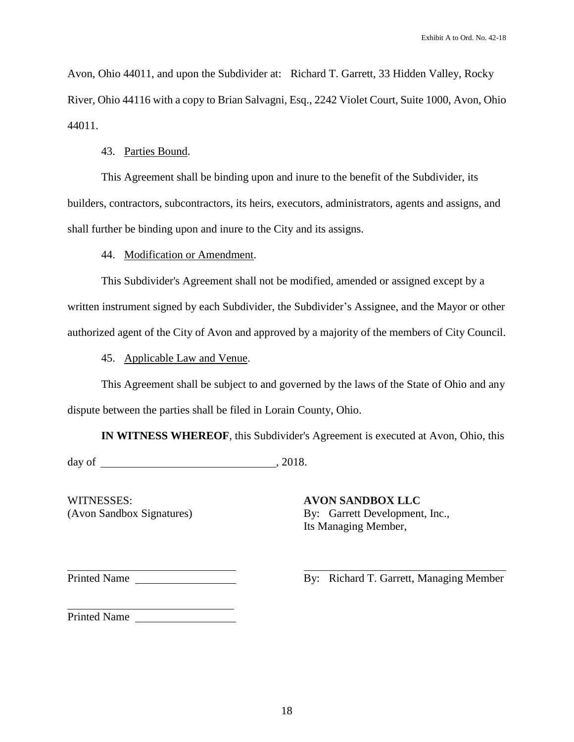Avon, Ohio 44011, and upon the Subdivider at: Richard T. Garrett, 33 Hidden Valley, Rocky River, Ohio 44116 with a copy to Brian Salvagni, Esq., 2242 Violet Court, Suite 1000, Avon, Ohio 44011.

43. Parties Bound.

This Agreement shall be binding upon and inure to the benefit of the Subdivider, its builders, contractors, subcontractors, its heirs, executors, administrators, agents and assigns, and shall further be binding upon and inure to the City and its assigns.

44. Modification or Amendment.

This Subdivider's Agreement shall not be modified, amended or assigned except by a written instrument signed by each Subdivider, the Subdivider's Assignee, and the Mayor or other authorized agent of the City of Avon and approved by a majority of the members of City Council.

45. Applicable Law and Venue.

This Agreement shall be subject to and governed by the laws of the State of Ohio and any dispute between the parties shall be filed in Lorain County, Ohio.

**IN WITNESS WHEREOF**, this Subdivider's Agreement is executed at Avon, Ohio, this day of ______________________________, 2018.

WITNESSES:
(Avon Sandbox Signatures)

**AVON SANDBOX LLC**
By: Garrett Development, Inc.,
Its Managing Member,

______________________________
Printed Name __________________

______________________________
By: Richard T. Garrett, Managing Member

______________________________
Printed Name __________________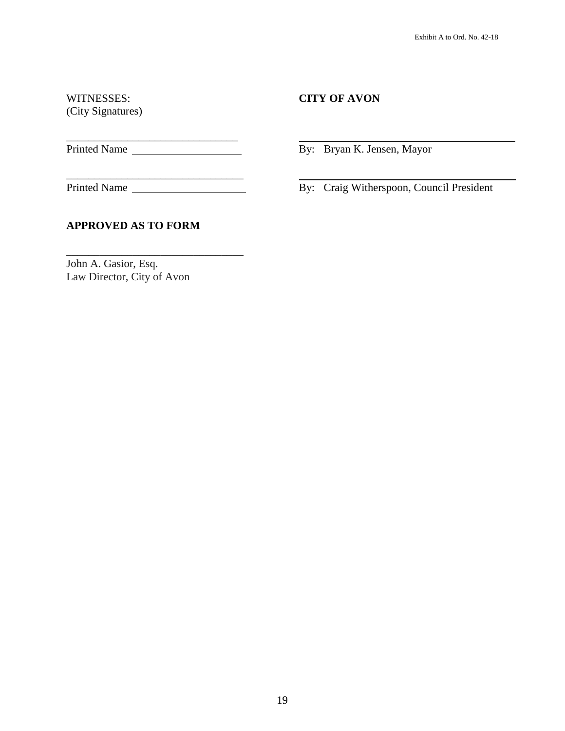WITNESSES:
(City Signatures)

**CITY OF AVON**

_______________________________
Printed Name ____________________

_______________________________
By: Bryan K. Jensen, Mayor

_______________________________
Printed Name ____________________

_______________________________
By: Craig Witherspoon, Council President

**APPROVED AS TO FORM**

_______________________________
John A. Gasior, Esq.
Law Director, City of Avon